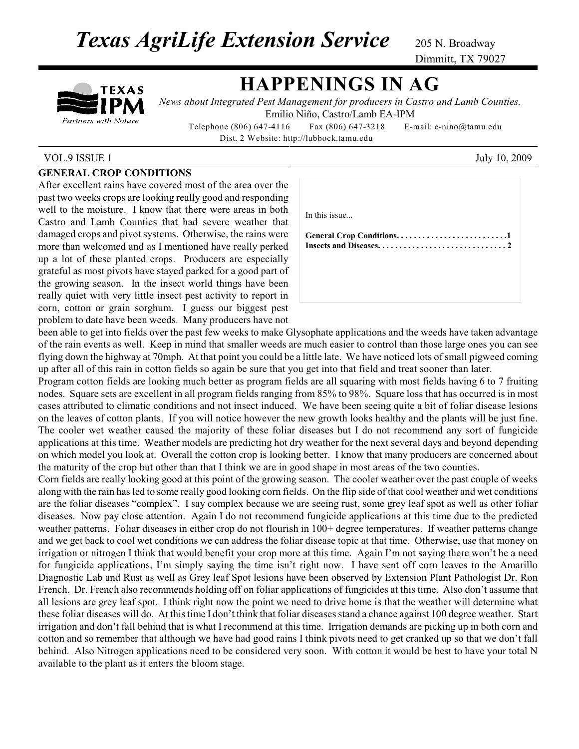# Texas AgriLife Extension Service

205 N. Broadway
Dimmitt, TX 79027

# HAPPENINGS IN AG

*News about Integrated Pest Management for producers in Castro and Lamb Counties.*
Emilio Niño, Castro/Lamb EA-IPM
Telephone (806) 647-4116 Fax (806) 647-3218 E-mail: e-nino@tamu.edu
Dist. 2 Website: http://lubbock.tamu.edu

VOL.9 ISSUE 1 July 10, 2009

In this issue...

**General Crop Conditions. . . . . . . . . . . . . . . . . . . . . . . . . .1**
**Insects and Diseases. . . . . . . . . . . . . . . . . . . . . . . . . . . . . 2**

## GENERAL CROP CONDITIONS

After excellent rains have covered most of the area over the past two weeks crops are looking really good and responding well to the moisture. I know that there were areas in both Castro and Lamb Counties that had severe weather that damaged crops and pivot systems. Otherwise, the rains were more than welcomed and as I mentioned have really perked up a lot of these planted crops. Producers are especially grateful as most pivots have stayed parked for a good part of the growing season. In the insect world things have been really quiet with very little insect pest activity to report in corn, cotton or grain sorghum. I guess our biggest pest problem to date have been weeds. Many producers have not been able to get into fields over the past few weeks to make Glysophate applications and the weeds have taken advantage of the rain events as well. Keep in mind that smaller weeds are much easier to control than those large ones you can see flying down the highway at 70mph. At that point you could be a little late. We have noticed lots of small pigweed coming up after all of this rain in cotton fields so again be sure that you get into that field and treat sooner than later.

Program cotton fields are looking much better as program fields are all squaring with most fields having 6 to 7 fruiting nodes. Square sets are excellent in all program fields ranging from 85% to 98%. Square loss that has occurred is in most cases attributed to climatic conditions and not insect induced. We have been seeing quite a bit of foliar disease lesions on the leaves of cotton plants. If you will notice however the new growth looks healthy and the plants will be just fine. The cooler wet weather caused the majority of these foliar diseases but I do not recommend any sort of fungicide applications at this time. Weather models are predicting hot dry weather for the next several days and beyond depending on which model you look at. Overall the cotton crop is looking better. I know that many producers are concerned about the maturity of the crop but other than that I think we are in good shape in most areas of the two counties.

Corn fields are really looking good at this point of the growing season. The cooler weather over the past couple of weeks along with the rain has led to some really good looking corn fields. On the flip side of that cool weather and wet conditions are the foliar diseases "complex". I say complex because we are seeing rust, some grey leaf spot as well as other foliar diseases. Now pay close attention. Again I do not recommend fungicide applications at this time due to the predicted weather patterns. Foliar diseases in either crop do not flourish in 100+ degree temperatures. If weather patterns change and we get back to cool wet conditions we can address the foliar disease topic at that time. Otherwise, use that money on irrigation or nitrogen I think that would benefit your crop more at this time. Again I'm not saying there won't be a need for fungicide applications, I'm simply saying the time isn't right now. I have sent off corn leaves to the Amarillo Diagnostic Lab and Rust as well as Grey leaf Spot lesions have been observed by Extension Plant Pathologist Dr. Ron French. Dr. French also recommends holding off on foliar applications of fungicides at this time. Also don't assume that all lesions are grey leaf spot. I think right now the point we need to drive home is that the weather will determine what these foliar diseases will do. At this time I don't think that foliar diseases stand a chance against 100 degree weather. Start irrigation and don't fall behind that is what I recommend at this time. Irrigation demands are picking up in both corn and cotton and so remember that although we have had good rains I think pivots need to get cranked up so that we don't fall behind. Also Nitrogen applications need to be considered very soon. With cotton it would be best to have your total N available to the plant as it enters the bloom stage.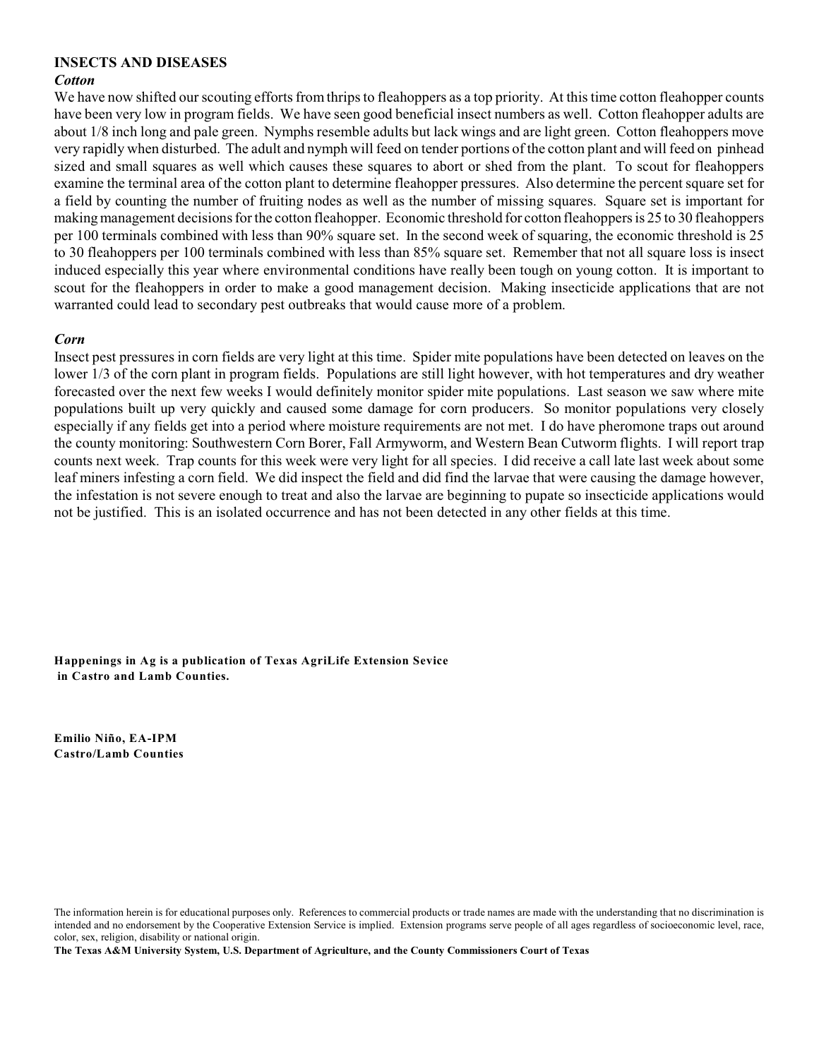## INSECTS AND DISEASES

### *Cotton*

We have now shifted our scouting efforts from thrips to fleahoppers as a top priority. At this time cotton fleahopper counts have been very low in program fields. We have seen good beneficial insect numbers as well. Cotton fleahopper adults are about 1/8 inch long and pale green. Nymphs resemble adults but lack wings and are light green. Cotton fleahoppers move very rapidly when disturbed. The adult and nymph will feed on tender portions of the cotton plant and will feed on pinhead sized and small squares as well which causes these squares to abort or shed from the plant. To scout for fleahoppers examine the terminal area of the cotton plant to determine fleahopper pressures. Also determine the percent square set for a field by counting the number of fruiting nodes as well as the number of missing squares. Square set is important for making management decisions for the cotton fleahopper. Economic threshold for cotton fleahoppers is 25 to 30 fleahoppers per 100 terminals combined with less than 90% square set. In the second week of squaring, the economic threshold is 25 to 30 fleahoppers per 100 terminals combined with less than 85% square set. Remember that not all square loss is insect induced especially this year where environmental conditions have really been tough on young cotton. It is important to scout for the fleahoppers in order to make a good management decision. Making insecticide applications that are not warranted could lead to secondary pest outbreaks that would cause more of a problem.

### *Corn*

Insect pest pressures in corn fields are very light at this time. Spider mite populations have been detected on leaves on the lower 1/3 of the corn plant in program fields. Populations are still light however, with hot temperatures and dry weather forecasted over the next few weeks I would definitely monitor spider mite populations. Last season we saw where mite populations built up very quickly and caused some damage for corn producers. So monitor populations very closely especially if any fields get into a period where moisture requirements are not met. I do have pheromone traps out around the county monitoring: Southwestern Corn Borer, Fall Armyworm, and Western Bean Cutworm flights. I will report trap counts next week. Trap counts for this week were very light for all species. I did receive a call late last week about some leaf miners infesting a corn field. We did inspect the field and did find the larvae that were causing the damage however, the infestation is not severe enough to treat and also the larvae are beginning to pupate so insecticide applications would not be justified. This is an isolated occurrence and has not been detected in any other fields at this time.

**Happenings in Ag is a publication of Texas AgriLife Extension Sevice in Castro and Lamb Counties.**

**Emilio Niño, EA-IPM**
**Castro/Lamb Counties**

The information herein is for educational purposes only. References to commercial products or trade names are made with the understanding that no discrimination is intended and no endorsement by the Cooperative Extension Service is implied. Extension programs serve people of all ages regardless of socioeconomic level, race, color, sex, religion, disability or national origin.

**The Texas A&M University System, U.S. Department of Agriculture, and the County Commissioners Court of Texas**